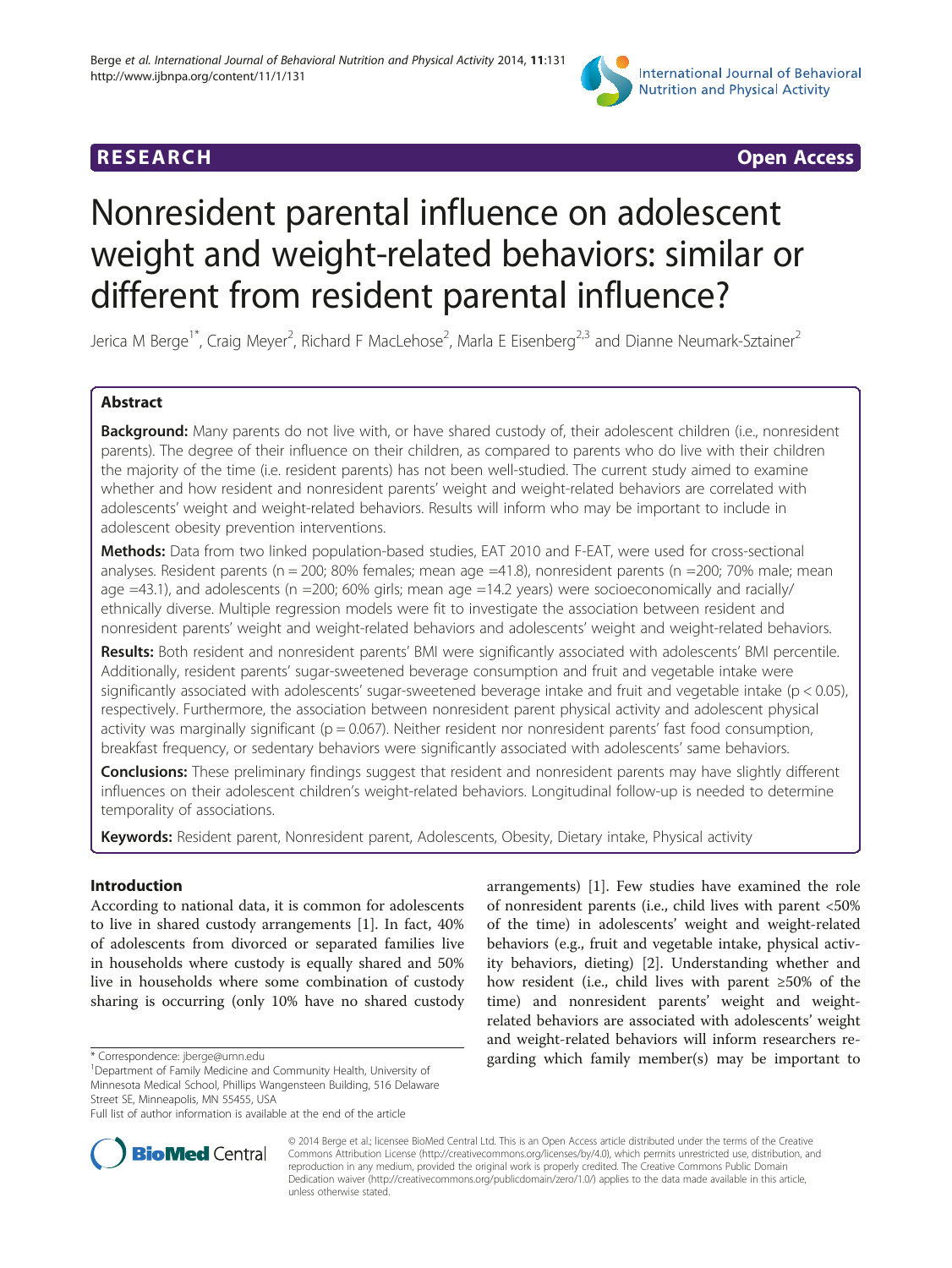RESEARCH Open Access

# Nonresident parental influence on adolescent weight and weight-related behaviors: similar or different from resident parental influence?

Jerica M Berge[1*], Craig Meyer[2], Richard F MacLehose[2], Marla E Eisenberg[2,3] and Dianne Neumark-Sztainer[2]

## Abstract

**Background:** Many parents do not live with, or have shared custody of, their adolescent children (i.e., nonresident parents). The degree of their influence on their children, as compared to parents who do live with their children the majority of the time (i.e. resident parents) has not been well-studied. The current study aimed to examine whether and how resident and nonresident parents' weight and weight-related behaviors are correlated with adolescents' weight and weight-related behaviors. Results will inform who may be important to include in adolescent obesity prevention interventions.

**Methods:** Data from two linked population-based studies, EAT 2010 and F-EAT, were used for cross-sectional analyses. Resident parents (n = 200; 80% females; mean age =41.8), nonresident parents (n =200; 70% male; mean age =43.1), and adolescents (n =200; 60% girls; mean age =14.2 years) were socioeconomically and racially/ethnically diverse. Multiple regression models were fit to investigate the association between resident and nonresident parents' weight and weight-related behaviors and adolescents' weight and weight-related behaviors.

**Results:** Both resident and nonresident parents' BMI were significantly associated with adolescents' BMI percentile. Additionally, resident parents' sugar-sweetened beverage consumption and fruit and vegetable intake were significantly associated with adolescents' sugar-sweetened beverage intake and fruit and vegetable intake ($p < 0.05$), respectively. Furthermore, the association between nonresident parent physical activity and adolescent physical activity was marginally significant ($p = 0.067$). Neither resident nor nonresident parents' fast food consumption, breakfast frequency, or sedentary behaviors were significantly associated with adolescents' same behaviors.

**Conclusions:** These preliminary findings suggest that resident and nonresident parents may have slightly different influences on their adolescent children's weight-related behaviors. Longitudinal follow-up is needed to determine temporality of associations.

**Keywords:** Resident parent, Nonresident parent, Adolescents, Obesity, Dietary intake, Physical activity

## Introduction

According to national data, it is common for adolescents to live in shared custody arrangements [1]. In fact, 40% of adolescents from divorced or separated families live in households where custody is equally shared and 50% live in households where some combination of custody sharing is occurring (only 10% have no shared custody arrangements) [1]. Few studies have examined the role of nonresident parents (i.e., child lives with parent <50% of the time) in adolescents' weight and weight-related behaviors (e.g., fruit and vegetable intake, physical activity behaviors, dieting) [2]. Understanding whether and how resident (i.e., child lives with parent ≥50% of the time) and nonresident parents' weight and weight-related behaviors are associated with adolescents' weight and weight-related behaviors will inform researchers regarding which family member(s) may be important to

\* Correspondence: jberge@umn.edu
[1]Department of Family Medicine and Community Health, University of Minnesota Medical School, Phillips Wangensteen Building, 516 Delaware Street SE, Minneapolis, MN 55455, USA
Full list of author information is available at the end of the article

© 2014 Berge et al.; licensee BioMed Central Ltd. This is an Open Access article distributed under the terms of the Creative Commons Attribution License (http://creativecommons.org/licenses/by/4.0), which permits unrestricted use, distribution, and reproduction in any medium, provided the original work is properly credited. The Creative Commons Public Domain Dedication waiver (http://creativecommons.org/publicdomain/zero/1.0/) applies to the data made available in this article, unless otherwise stated.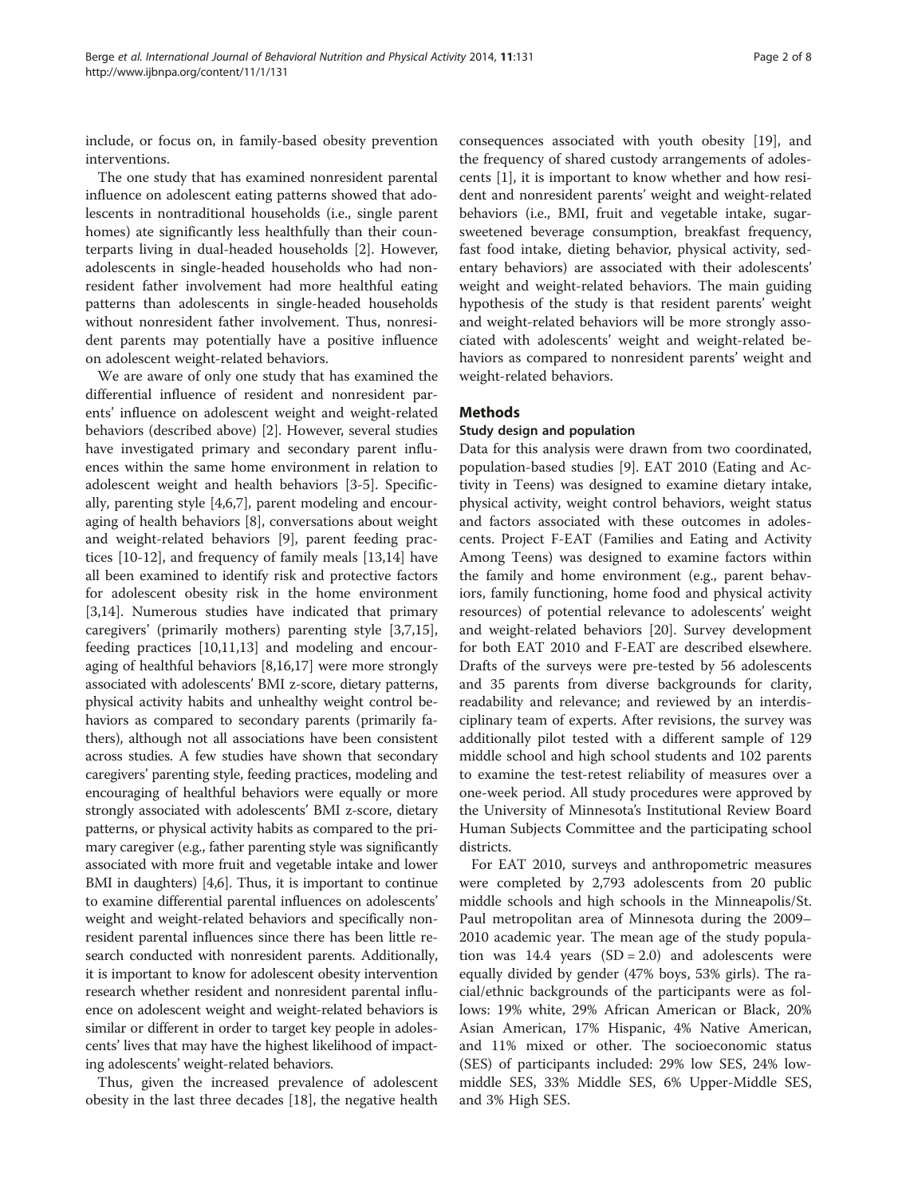include, or focus on, in family-based obesity prevention interventions.

The one study that has examined nonresident parental influence on adolescent eating patterns showed that adolescents in nontraditional households (i.e., single parent homes) ate significantly less healthfully than their counterparts living in dual-headed households [2]. However, adolescents in single-headed households who had nonresident father involvement had more healthful eating patterns than adolescents in single-headed households without nonresident father involvement. Thus, nonresident parents may potentially have a positive influence on adolescent weight-related behaviors.

We are aware of only one study that has examined the differential influence of resident and nonresident parents' influence on adolescent weight and weight-related behaviors (described above) [2]. However, several studies have investigated primary and secondary parent influences within the same home environment in relation to adolescent weight and health behaviors [3-5]. Specifically, parenting style [4,6,7], parent modeling and encouraging of health behaviors [8], conversations about weight and weight-related behaviors [9], parent feeding practices [10-12], and frequency of family meals [13,14] have all been examined to identify risk and protective factors for adolescent obesity risk in the home environment [3,14]. Numerous studies have indicated that primary caregivers' (primarily mothers) parenting style [3,7,15], feeding practices [10,11,13] and modeling and encouraging of healthful behaviors [8,16,17] were more strongly associated with adolescents' BMI z-score, dietary patterns, physical activity habits and unhealthy weight control behaviors as compared to secondary parents (primarily fathers), although not all associations have been consistent across studies. A few studies have shown that secondary caregivers' parenting style, feeding practices, modeling and encouraging of healthful behaviors were equally or more strongly associated with adolescents' BMI z-score, dietary patterns, or physical activity habits as compared to the primary caregiver (e.g., father parenting style was significantly associated with more fruit and vegetable intake and lower BMI in daughters) [4,6]. Thus, it is important to continue to examine differential parental influences on adolescents' weight and weight-related behaviors and specifically nonresident parental influences since there has been little research conducted with nonresident parents. Additionally, it is important to know for adolescent obesity intervention research whether resident and nonresident parental influence on adolescent weight and weight-related behaviors is similar or different in order to target key people in adolescents' lives that may have the highest likelihood of impacting adolescents' weight-related behaviors.

Thus, given the increased prevalence of adolescent obesity in the last three decades [18], the negative health consequences associated with youth obesity [19], and the frequency of shared custody arrangements of adolescents [1], it is important to know whether and how resident and nonresident parents' weight and weight-related behaviors (i.e., BMI, fruit and vegetable intake, sugar-sweetened beverage consumption, breakfast frequency, fast food intake, dieting behavior, physical activity, sedentary behaviors) are associated with their adolescents' weight and weight-related behaviors. The main guiding hypothesis of the study is that resident parents' weight and weight-related behaviors will be more strongly associated with adolescents' weight and weight-related behaviors as compared to nonresident parents' weight and weight-related behaviors.

## Methods

### Study design and population

Data for this analysis were drawn from two coordinated, population-based studies [9]. EAT 2010 (Eating and Activity in Teens) was designed to examine dietary intake, physical activity, weight control behaviors, weight status and factors associated with these outcomes in adolescents. Project F-EAT (Families and Eating and Activity Among Teens) was designed to examine factors within the family and home environment (e.g., parent behaviors, family functioning, home food and physical activity resources) of potential relevance to adolescents' weight and weight-related behaviors [20]. Survey development for both EAT 2010 and F-EAT are described elsewhere. Drafts of the surveys were pre-tested by 56 adolescents and 35 parents from diverse backgrounds for clarity, readability and relevance; and reviewed by an interdisciplinary team of experts. After revisions, the survey was additionally pilot tested with a different sample of 129 middle school and high school students and 102 parents to examine the test-retest reliability of measures over a one-week period. All study procedures were approved by the University of Minnesota's Institutional Review Board Human Subjects Committee and the participating school districts.

For EAT 2010, surveys and anthropometric measures were completed by 2,793 adolescents from 20 public middle schools and high schools in the Minneapolis/St. Paul metropolitan area of Minnesota during the 2009–2010 academic year. The mean age of the study population was 14.4 years (SD = 2.0) and adolescents were equally divided by gender (47% boys, 53% girls). The racial/ethnic backgrounds of the participants were as follows: 19% white, 29% African American or Black, 20% Asian American, 17% Hispanic, 4% Native American, and 11% mixed or other. The socioeconomic status (SES) of participants included: 29% low SES, 24% low-middle SES, 33% Middle SES, 6% Upper-Middle SES, and 3% High SES.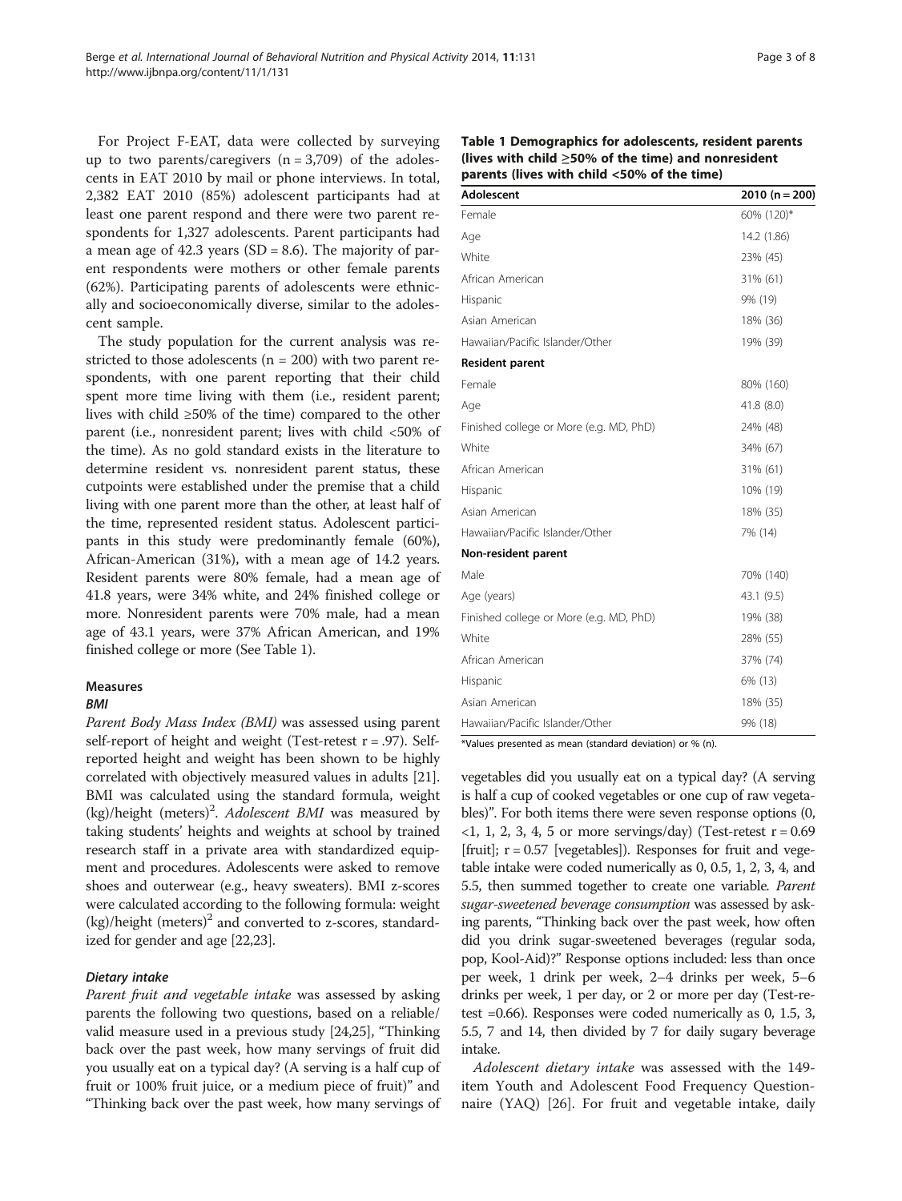For Project F-EAT, data were collected by surveying up to two parents/caregivers (n = 3,709) of the adolescents in EAT 2010 by mail or phone interviews. In total, 2,382 EAT 2010 (85%) adolescent participants had at least one parent respond and there were two parent respondents for 1,327 adolescents. Parent participants had a mean age of 42.3 years (SD = 8.6). The majority of parent respondents were mothers or other female parents (62%). Participating parents of adolescents were ethnically and socioeconomically diverse, similar to the adolescent sample.

The study population for the current analysis was restricted to those adolescents (n = 200) with two parent respondents, with one parent reporting that their child spent more time living with them (i.e., resident parent; lives with child ≥50% of the time) compared to the other parent (i.e., nonresident parent; lives with child <50% of the time). As no gold standard exists in the literature to determine resident vs. nonresident parent status, these cutpoints were established under the premise that a child living with one parent more than the other, at least half of the time, represented resident status. Adolescent participants in this study were predominantly female (60%), African-American (31%), with a mean age of 14.2 years. Resident parents were 80% female, had a mean age of 41.8 years, were 34% white, and 24% finished college or more. Nonresident parents were 70% male, had a mean age of 43.1 years, were 37% African American, and 19% finished college or more (See Table 1).

**Table 1 Demographics for adolescents, resident parents (lives with child ≥50% of the time) and nonresident parents (lives with child <50% of the time)**

| Adolescent | 2010 (n = 200) |
|---|---|
| Female | 60% (120)* |
| Age | 14.2 (1.86) |
| White | 23% (45) |
| African American | 31% (61) |
| Hispanic | 9% (19) |
| Asian American | 18% (36) |
| Hawaiian/Pacific Islander/Other | 19% (39) |
| **Resident parent** | |
| Female | 80% (160) |
| Age | 41.8 (8.0) |
| Finished college or More (e.g. MD, PhD) | 24% (48) |
| White | 34% (67) |
| African American | 31% (61) |
| Hispanic | 10% (19) |
| Asian American | 18% (35) |
| Hawaiian/Pacific Islander/Other | 7% (14) |
| **Non-resident parent** | |
| Male | 70% (140) |
| Age (years) | 43.1 (9.5) |
| Finished college or More (e.g. MD, PhD) | 19% (38) |
| White | 28% (55) |
| African American | 37% (74) |
| Hispanic | 6% (13) |
| Asian American | 18% (35) |
| Hawaiian/Pacific Islander/Other | 9% (18) |

*Values presented as mean (standard deviation) or % (n).

## Measures

### BMI

*Parent Body Mass Index (BMI)* was assessed using parent self-report of height and weight (Test-retest r = .97). Self-reported height and weight has been shown to be highly correlated with objectively measured values in adults [21]. BMI was calculated using the standard formula, weight (kg)/height (meters)$^2$. *Adolescent BMI* was measured by taking students' heights and weights at school by trained research staff in a private area with standardized equipment and procedures. Adolescents were asked to remove shoes and outerwear (e.g., heavy sweaters). BMI z-scores were calculated according to the following formula: weight (kg)/height (meters)$^2$ and converted to z-scores, standardized for gender and age [22,23].

### Dietary intake

*Parent fruit and vegetable intake* was assessed by asking parents the following two questions, based on a reliable/valid measure used in a previous study [24,25], "Thinking back over the past week, how many servings of fruit did you usually eat on a typical day? (A serving is a half cup of fruit or 100% fruit juice, or a medium piece of fruit)" and "Thinking back over the past week, how many servings of vegetables did you usually eat on a typical day? (A serving is half a cup of cooked vegetables or one cup of raw vegetables)". For both items there were seven response options (0, <1, 1, 2, 3, 4, 5 or more servings/day) (Test-retest r = 0.69 [fruit]; r = 0.57 [vegetables]). Responses for fruit and vegetable intake were coded numerically as 0, 0.5, 1, 2, 3, 4, and 5.5, then summed together to create one variable. *Parent sugar-sweetened beverage consumption* was assessed by asking parents, "Thinking back over the past week, how often did you drink sugar-sweetened beverages (regular soda, pop, Kool-Aid)?" Response options included: less than once per week, 1 drink per week, 2–4 drinks per week, 5–6 drinks per week, 1 per day, or 2 or more per day (Test-retest =0.66). Responses were coded numerically as 0, 1.5, 3, 5.5, 7 and 14, then divided by 7 for daily sugary beverage intake.

*Adolescent dietary intake* was assessed with the 149-item Youth and Adolescent Food Frequency Questionnaire (YAQ) [26]. For fruit and vegetable intake, daily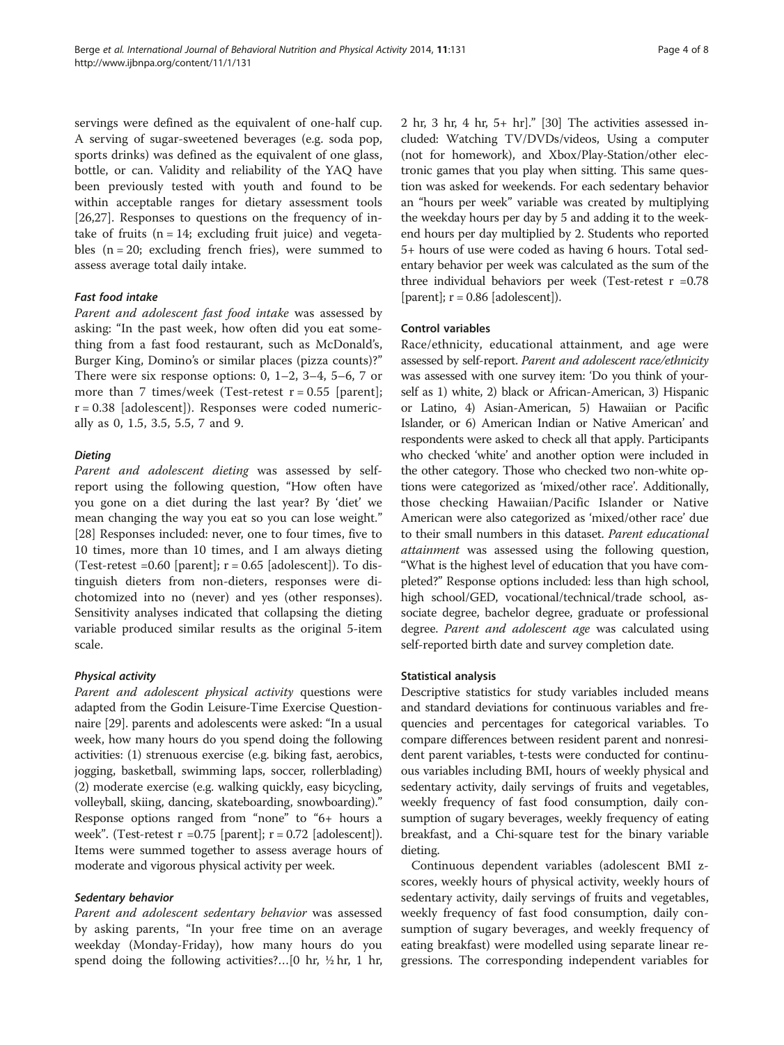servings were defined as the equivalent of one-half cup. A serving of sugar-sweetened beverages (e.g. soda pop, sports drinks) was defined as the equivalent of one glass, bottle, or can. Validity and reliability of the YAQ have been previously tested with youth and found to be within acceptable ranges for dietary assessment tools [26,27]. Responses to questions on the frequency of intake of fruits (n = 14; excluding fruit juice) and vegetables (n = 20; excluding french fries), were summed to assess average total daily intake.

#### Fast food intake

*Parent and adolescent fast food intake* was assessed by asking: "In the past week, how often did you eat something from a fast food restaurant, such as McDonald's, Burger King, Domino's or similar places (pizza counts)?" There were six response options: 0, 1–2, 3–4, 5–6, 7 or more than 7 times/week (Test-retest r = 0.55 [parent]; r = 0.38 [adolescent]). Responses were coded numerically as 0, 1.5, 3.5, 5.5, 7 and 9.

#### Dieting

*Parent and adolescent dieting* was assessed by self-report using the following question, "How often have you gone on a diet during the last year? By 'diet' we mean changing the way you eat so you can lose weight." [28] Responses included: never, one to four times, five to 10 times, more than 10 times, and I am always dieting (Test-retest =0.60 [parent]; r = 0.65 [adolescent]). To distinguish dieters from non-dieters, responses were dichotomized into no (never) and yes (other responses). Sensitivity analyses indicated that collapsing the dieting variable produced similar results as the original 5-item scale.

#### Physical activity

*Parent and adolescent physical activity* questions were adapted from the Godin Leisure-Time Exercise Questionnaire [29]. parents and adolescents were asked: "In a usual week, how many hours do you spend doing the following activities: (1) strenuous exercise (e.g. biking fast, aerobics, jogging, basketball, swimming laps, soccer, rollerblading) (2) moderate exercise (e.g. walking quickly, easy bicycling, volleyball, skiing, dancing, skateboarding, snowboarding)." Response options ranged from "none" to "6+ hours a week". (Test-retest r =0.75 [parent]; r = 0.72 [adolescent]). Items were summed together to assess average hours of moderate and vigorous physical activity per week.

#### Sedentary behavior

*Parent and adolescent sedentary behavior* was assessed by asking parents, "In your free time on an average weekday (Monday-Friday), how many hours do you spend doing the following activities?…[0 hr, ½ hr, 1 hr, 2 hr, 3 hr, 4 hr, 5+ hr]." [30] The activities assessed included: Watching TV/DVDs/videos, Using a computer (not for homework), and Xbox/Play-Station/other electronic games that you play when sitting. This same question was asked for weekends. For each sedentary behavior an "hours per week" variable was created by multiplying the weekday hours per day by 5 and adding it to the weekend hours per day multiplied by 2. Students who reported 5+ hours of use were coded as having 6 hours. Total sedentary behavior per week was calculated as the sum of the three individual behaviors per week (Test-retest r =0.78 [parent]; r = 0.86 [adolescent]).

### Control variables

Race/ethnicity, educational attainment, and age were assessed by self-report. *Parent and adolescent race/ethnicity* was assessed with one survey item: 'Do you think of yourself as 1) white, 2) black or African-American, 3) Hispanic or Latino, 4) Asian-American, 5) Hawaiian or Pacific Islander, or 6) American Indian or Native American' and respondents were asked to check all that apply. Participants who checked 'white' and another option were included in the other category. Those who checked two non-white options were categorized as 'mixed/other race'. Additionally, those checking Hawaiian/Pacific Islander or Native American were also categorized as 'mixed/other race' due to their small numbers in this dataset. *Parent educational attainment* was assessed using the following question, "What is the highest level of education that you have completed?" Response options included: less than high school, high school/GED, vocational/technical/trade school, associate degree, bachelor degree, graduate or professional degree. *Parent and adolescent age* was calculated using self-reported birth date and survey completion date.

### Statistical analysis

Descriptive statistics for study variables included means and standard deviations for continuous variables and frequencies and percentages for categorical variables. To compare differences between resident parent and nonresident parent variables, t-tests were conducted for continuous variables including BMI, hours of weekly physical and sedentary activity, daily servings of fruits and vegetables, weekly frequency of fast food consumption, daily consumption of sugary beverages, weekly frequency of eating breakfast, and a Chi-square test for the binary variable dieting.

Continuous dependent variables (adolescent BMI z-scores, weekly hours of physical activity, weekly hours of sedentary activity, daily servings of fruits and vegetables, weekly frequency of fast food consumption, daily consumption of sugary beverages, and weekly frequency of eating breakfast) were modelled using separate linear regressions. The corresponding independent variables for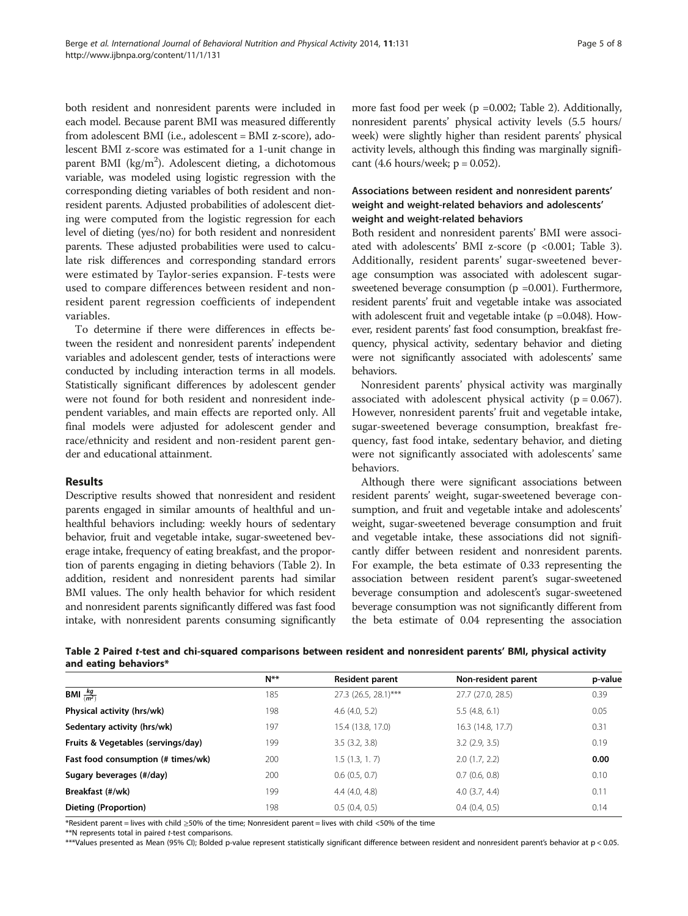both resident and nonresident parents were included in each model. Because parent BMI was measured differently from adolescent BMI (i.e., adolescent = BMI z-score), adolescent BMI z-score was estimated for a 1-unit change in parent BMI ($kg/m^2$). Adolescent dieting, a dichotomous variable, was modeled using logistic regression with the corresponding dieting variables of both resident and nonresident parents. Adjusted probabilities of adolescent dieting were computed from the logistic regression for each level of dieting (yes/no) for both resident and nonresident parents. These adjusted probabilities were used to calculate risk differences and corresponding standard errors were estimated by Taylor-series expansion. F-tests were used to compare differences between resident and nonresident parent regression coefficients of independent variables.

To determine if there were differences in effects between the resident and nonresident parents' independent variables and adolescent gender, tests of interactions were conducted by including interaction terms in all models. Statistically significant differences by adolescent gender were not found for both resident and nonresident independent variables, and main effects are reported only. All final models were adjusted for adolescent gender and race/ethnicity and resident and non-resident parent gender and educational attainment.

## Results

Descriptive results showed that nonresident and resident parents engaged in similar amounts of healthful and unhealthful behaviors including: weekly hours of sedentary behavior, fruit and vegetable intake, sugar-sweetened beverage intake, frequency of eating breakfast, and the proportion of parents engaging in dieting behaviors (Table 2). In addition, resident and nonresident parents had similar BMI values. The only health behavior for which resident and nonresident parents significantly differed was fast food intake, with nonresident parents consuming significantly more fast food per week ($p = 0.002$; Table 2). Additionally, nonresident parents' physical activity levels (5.5 hours/week) were slightly higher than resident parents' physical activity levels, although this finding was marginally significant (4.6 hours/week; $p = 0.052$).

### Associations between resident and nonresident parents' weight and weight-related behaviors and adolescents' weight and weight-related behaviors

Both resident and nonresident parents' BMI were associated with adolescents' BMI z-score ($p < 0.001$; Table 3). Additionally, resident parents' sugar-sweetened beverage consumption was associated with adolescent sugar-sweetened beverage consumption ($p = 0.001$). Furthermore, resident parents' fruit and vegetable intake was associated with adolescent fruit and vegetable intake ($p = 0.048$). However, resident parents' fast food consumption, breakfast frequency, physical activity, sedentary behavior and dieting were not significantly associated with adolescents' same behaviors.

Nonresident parents' physical activity was marginally associated with adolescent physical activity ($p = 0.067$). However, nonresident parents' fruit and vegetable intake, sugar-sweetened beverage consumption, breakfast frequency, fast food intake, sedentary behavior, and dieting were not significantly associated with adolescents' same behaviors.

Although there were significant associations between resident parents' weight, sugar-sweetened beverage consumption, and fruit and vegetable intake and adolescents' weight, sugar-sweetened beverage consumption and fruit and vegetable intake, these associations did not significantly differ between resident and nonresident parents. For example, the beta estimate of 0.33 representing the association between resident parent's sugar-sweetened beverage consumption and adolescent's sugar-sweetened beverage consumption was not significantly different from the beta estimate of 0.04 representing the association

**Table 2 Paired *t*-test and chi-squared comparisons between resident and nonresident parents' BMI, physical activity and eating behaviors***

| | N** | Resident parent | Non-resident parent | p-value |
|---|---|---|---|---|
| **BMI $\frac{kg}{(m^2)}$** | 185 | 27.3 (26.5, 28.1)*** | 27.7 (27.0, 28.5) | 0.39 |
| **Physical activity (hrs/wk)** | 198 | 4.6 (4.0, 5.2) | 5.5 (4.8, 6.1) | 0.05 |
| **Sedentary activity (hrs/wk)** | 197 | 15.4 (13.8, 17.0) | 16.3 (14.8, 17.7) | 0.31 |
| **Fruits & Vegetables (servings/day)** | 199 | 3.5 (3.2, 3.8) | 3.2 (2.9, 3.5) | 0.19 |
| **Fast food consumption (# times/wk)** | 200 | 1.5 (1.3, 1. 7) | 2.0 (1.7, 2.2) | **0.00** |
| **Sugary beverages (#/day)** | 200 | 0.6 (0.5, 0.7) | 0.7 (0.6, 0.8) | 0.10 |
| **Breakfast (#/wk)** | 199 | 4.4 (4.0, 4.8) | 4.0 (3.7, 4.4) | 0.11 |
| **Dieting (Proportion)** | 198 | 0.5 (0.4, 0.5) | 0.4 (0.4, 0.5) | 0.14 |

*Resident parent = lives with child ≥50% of the time; Nonresident parent = lives with child <50% of the time

**N represents total in paired *t*-test comparisons.

***Values presented as Mean (95% CI); Bolded p-value represent statistically significant difference between resident and nonresident parent's behavior at p < 0.05.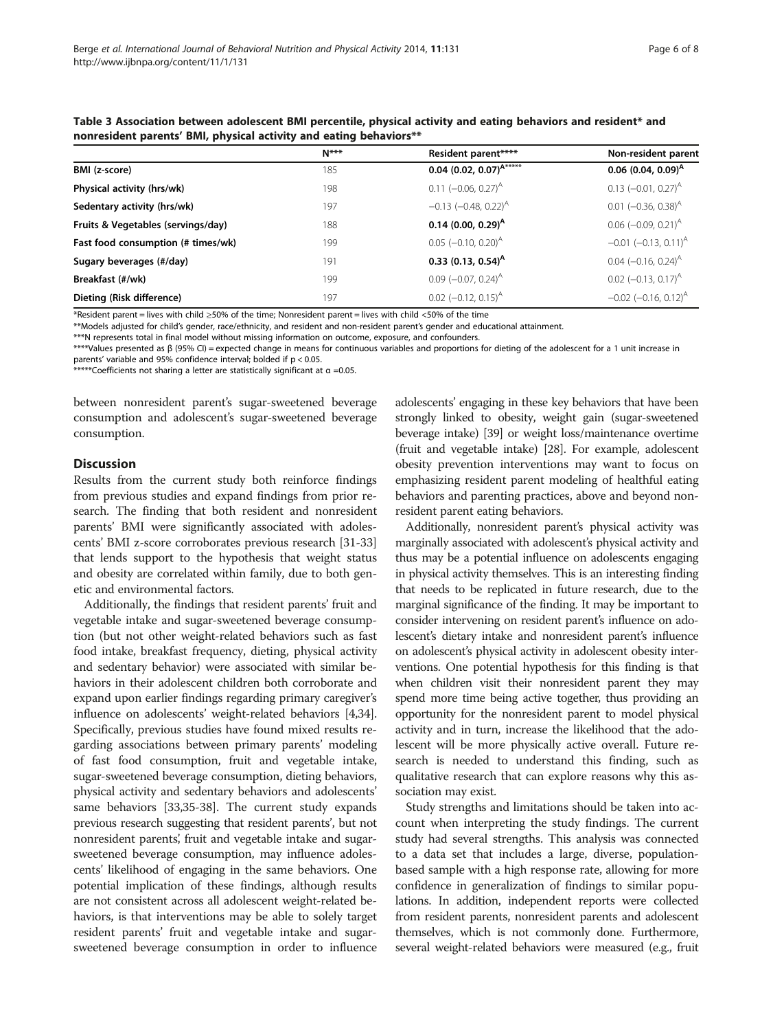**Table 3 Association between adolescent BMI percentile, physical activity and eating behaviors and resident* and nonresident parents' BMI, physical activity and eating behaviors****

| | N*** | Resident parent**** | Non-resident parent |
|---|---|---|---|
| **BMI (z-score)** | 185 | **0.04 (0.02, 0.07)[A]******* | **0.06 (0.04, 0.09)[A]** |
| **Physical activity (hrs/wk)** | 198 | 0.11 (−0.06, 0.27)[A] | 0.13 (−0.01, 0.27)[A] |
| **Sedentary activity (hrs/wk)** | 197 | −0.13 (−0.48, 0.22)[A] | 0.01 (−0.36, 0.38)[A] |
| **Fruits & Vegetables (servings/day)** | 188 | **0.14 (0.00, 0.29)[A]** | 0.06 (−0.09, 0.21)[A] |
| **Fast food consumption (# times/wk)** | 199 | 0.05 (−0.10, 0.20)[A] | −0.01 (−0.13, 0.11)[A] |
| **Sugary beverages (#/day)** | 191 | **0.33 (0.13, 0.54)[A]** | 0.04 (−0.16, 0.24)[A] |
| **Breakfast (#/wk)** | 199 | 0.09 (−0.07, 0.24)[A] | 0.02 (−0.13, 0.17)[A] |
| **Dieting (Risk difference)** | 197 | 0.02 (−0.12, 0.15)[A] | −0.02 (−0.16, 0.12)[A] |

*Resident parent = lives with child ≥50% of the time; Nonresident parent = lives with child <50% of the time

**Models adjusted for child's gender, race/ethnicity, and resident and non-resident parent's gender and educational attainment.

***N represents total in final model without missing information on outcome, exposure, and confounders.

****Values presented as β (95% CI) = expected change in means for continuous variables and proportions for dieting of the adolescent for a 1 unit increase in parents' variable and 95% confidence interval; bolded if $p < 0.05$.

*****Coefficients not sharing a letter are statistically significant at $\alpha = 0.05$.

between nonresident parent's sugar-sweetened beverage consumption and adolescent's sugar-sweetened beverage consumption.

## Discussion

Results from the current study both reinforce findings from previous studies and expand findings from prior research. The finding that both resident and nonresident parents' BMI were significantly associated with adolescents' BMI z-score corroborates previous research [31-33] that lends support to the hypothesis that weight status and obesity are correlated within family, due to both genetic and environmental factors.

Additionally, the findings that resident parents' fruit and vegetable intake and sugar-sweetened beverage consumption (but not other weight-related behaviors such as fast food intake, breakfast frequency, dieting, physical activity and sedentary behavior) were associated with similar behaviors in their adolescent children both corroborate and expand upon earlier findings regarding primary caregiver's influence on adolescents' weight-related behaviors [4,34]. Specifically, previous studies have found mixed results regarding associations between primary parents' modeling of fast food consumption, fruit and vegetable intake, sugar-sweetened beverage consumption, dieting behaviors, physical activity and sedentary behaviors and adolescents' same behaviors [33,35-38]. The current study expands previous research suggesting that resident parents', but not nonresident parents', fruit and vegetable intake and sugar-sweetened beverage consumption, may influence adolescents' likelihood of engaging in the same behaviors. One potential implication of these findings, although results are not consistent across all adolescent weight-related behaviors, is that interventions may be able to solely target resident parents' fruit and vegetable intake and sugar-sweetened beverage consumption in order to influence adolescents' engaging in these key behaviors that have been strongly linked to obesity, weight gain (sugar-sweetened beverage intake) [39] or weight loss/maintenance overtime (fruit and vegetable intake) [28]. For example, adolescent obesity prevention interventions may want to focus on emphasizing resident parent modeling of healthful eating behaviors and parenting practices, above and beyond nonresident parent eating behaviors.

Additionally, nonresident parent's physical activity was marginally associated with adolescent's physical activity and thus may be a potential influence on adolescents engaging in physical activity themselves. This is an interesting finding that needs to be replicated in future research, due to the marginal significance of the finding. It may be important to consider intervening on resident parent's influence on adolescent's dietary intake and nonresident parent's influence on adolescent's physical activity in adolescent obesity interventions. One potential hypothesis for this finding is that when children visit their nonresident parent they may spend more time being active together, thus providing an opportunity for the nonresident parent to model physical activity and in turn, increase the likelihood that the adolescent will be more physically active overall. Future research is needed to understand this finding, such as qualitative research that can explore reasons why this association may exist.

Study strengths and limitations should be taken into account when interpreting the study findings. The current study had several strengths. This analysis was connected to a data set that includes a large, diverse, population-based sample with a high response rate, allowing for more confidence in generalization of findings to similar populations. In addition, independent reports were collected from resident parents, nonresident parents and adolescent themselves, which is not commonly done. Furthermore, several weight-related behaviors were measured (e.g., fruit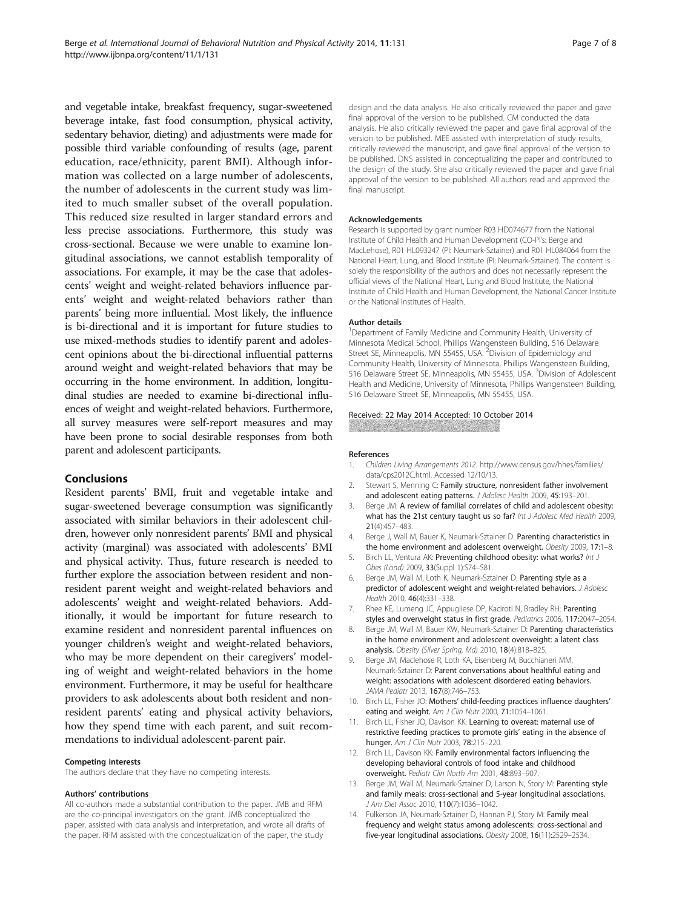and vegetable intake, breakfast frequency, sugar-sweetened beverage intake, fast food consumption, physical activity, sedentary behavior, dieting) and adjustments were made for possible third variable confounding of results (age, parent education, race/ethnicity, parent BMI). Although information was collected on a large number of adolescents, the number of adolescents in the current study was limited to much smaller subset of the overall population. This reduced size resulted in larger standard errors and less precise associations. Furthermore, this study was cross-sectional. Because we were unable to examine longitudinal associations, we cannot establish temporality of associations. For example, it may be the case that adolescents' weight and weight-related behaviors influence parents' weight and weight-related behaviors rather than parents' being more influential. Most likely, the influence is bi-directional and it is important for future studies to use mixed-methods studies to identify parent and adolescent opinions about the bi-directional influential patterns around weight and weight-related behaviors that may be occurring in the home environment. In addition, longitudinal studies are needed to examine bi-directional influences of weight and weight-related behaviors. Furthermore, all survey measures were self-report measures and may have been prone to social desirable responses from both parent and adolescent participants.

## Conclusions

Resident parents' BMI, fruit and vegetable intake and sugar-sweetened beverage consumption was significantly associated with similar behaviors in their adolescent children, however only nonresident parents' BMI and physical activity (marginal) was associated with adolescents' BMI and physical activity. Thus, future research is needed to further explore the association between resident and nonresident parent weight and weight-related behaviors and adolescents' weight and weight-related behaviors. Additionally, it would be important for future research to examine resident and nonresident parental influences on younger children's weight and weight-related behaviors, who may be more dependent on their caregivers' modeling of weight and weight-related behaviors in the home environment. Furthermore, it may be useful for healthcare providers to ask adolescents about both resident and nonresident parents' eating and physical activity behaviors, how they spend time with each parent, and suit recommendations to individual adolescent-parent pair.

#### Competing interests

The authors declare that they have no competing interests.

#### Authors' contributions

All co-authors made a substantial contribution to the paper. JMB and RFM are the co-principal investigators on the grant. JMB conceptualized the paper, assisted with data analysis and interpretation, and wrote all drafts of the paper. RFM assisted with the conceptualization of the paper, the study design and the data analysis. He also critically reviewed the paper and gave final approval of the version to be published. CM conducted the data analysis. He also critically reviewed the paper and gave final approval of the version to be published. MEE assisted with interpretation of study results, critically reviewed the manuscript, and gave final approval of the version to be published. DNS assisted in conceptualizing the paper and contributed to the design of the study. She also critically reviewed the paper and gave final approval of the version to be published. All authors read and approved the final manuscript.

#### Acknowledgements

Research is supported by grant number R03 HD074677 from the National Institute of Child Health and Human Development (CO-PI's: Berge and MacLehose), R01 HL093247 (PI: Neumark-Sztainer) and R01 HL084064 from the National Heart, Lung, and Blood Institute (PI: Neumark-Sztainer). The content is solely the responsibility of the authors and does not necessarily represent the official views of the National Heart, Lung and Blood Institute, the National Institute of Child Health and Human Development, the National Cancer Institute or the National Institutes of Health.

#### Author details

[1]Department of Family Medicine and Community Health, University of Minnesota Medical School, Phillips Wangensteen Building, 516 Delaware Street SE, Minneapolis, MN 55455, USA. [2]Division of Epidemiology and Community Health, University of Minnesota, Phillips Wangensteen Building, 516 Delaware Street SE, Minneapolis, MN 55455, USA. [3]Division of Adolescent Health and Medicine, University of Minnesota, Phillips Wangensteen Building, 516 Delaware Street SE, Minneapolis, MN 55455, USA.

Received: 22 May 2014 Accepted: 10 October 2014

#### References

1. *Children Living Arrangements 2012.* http://www.census.gov/hhes/families/data/cps2012C.html. Accessed 12/10/13.
2. Stewart S, Menning C: **Family structure, nonresident father involvement and adolescent eating patterns.** *J Adolesc Health* 2009, **45:**193–201.
3. Berge JM: **A review of familial correlates of child and adolescent obesity: what has the 21st century taught us so far?** *Int J Adolesc Med Health* 2009, **21**(4):457–483.
4. Berge J, Wall M, Bauer K, Neumark-Sztainer D: **Parenting characteristics in the home environment and adolescent overweight.** *Obesity* 2009, **17:**1–8.
5. Birch LL, Ventura AK: **Preventing childhood obesity: what works?** *Int J Obes (Lond)* 2009, **33**(Suppl 1):S74–S81.
6. Berge JM, Wall M, Loth K, Neumark-Sztainer D: **Parenting style as a predictor of adolescent weight and weight-related behaviors.** *J Adolesc Health* 2010, **46**(4):331–338.
7. Rhee KE, Lumeng JC, Appugliese DP, Kaciroti N, Bradley RH: **Parenting styles and overweight status in first grade.** *Pediatrics* 2006, **117:**2047–2054.
8. Berge JM, Wall M, Bauer KW, Neumark-Sztainer D: **Parenting characteristics in the home environment and adolescent overweight: a latent class analysis.** *Obesity (Silver Spring, Md)* 2010, **18**(4):818–825.
9. Berge JM, Maclehose R, Loth KA, Eisenberg M, Bucchianeri MM, Neumark-Sztainer D: **Parent conversations about healthful eating and weight: associations with adolescent disordered eating behaviors.** *JAMA Pediatr* 2013, **167**(8):746–753.
10. Birch LL, Fisher JO: **Mothers' child-feeding practices influence daughters' eating and weight.** *Am J Clin Nutr* 2000, **71:**1054–1061.
11. Birch LL, Fisher JO, Davison KK: **Learning to overeat: maternal use of restrictive feeding practices to promote girls' eating in the absence of hunger.** *Am J Clin Nutr* 2003, **78:**215–220.
12. Birch LL, Davison KK: **Family environmental factors influencing the developing behavioral controls of food intake and childhood overweight.** *Pediatr Clin North Am* 2001, **48:**893–907.
13. Berge JM, Wall M, Neumark-Sztainer D, Larson N, Story M: **Parenting style and family meals: cross-sectional and 5-year longitudinal associations.** *J Am Diet Assoc* 2010, **110**(7):1036–1042.
14. Fulkerson JA, Neumark-Sztainer D, Hannan PJ, Story M: **Family meal frequency and weight status among adolescents: cross-sectional and five-year longitudinal associations.** *Obesity* 2008, **16**(11):2529–2534.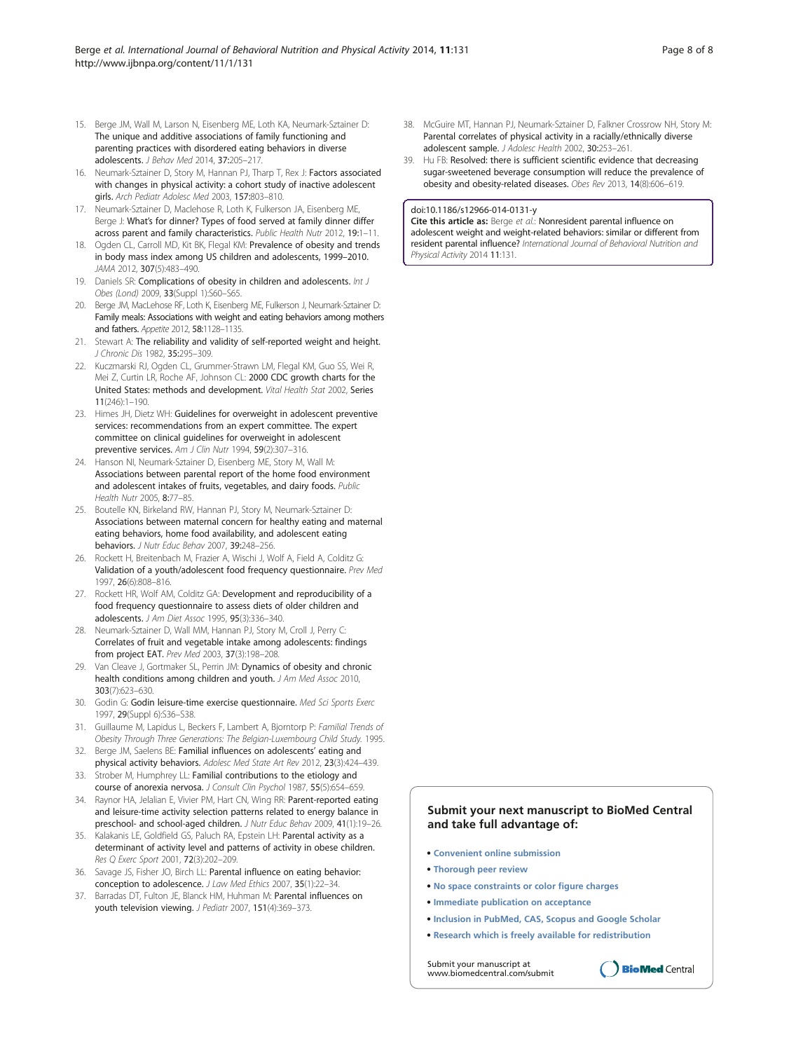15. Berge JM, Wall M, Larson N, Eisenberg ME, Loth KA, Neumark-Sztainer D: **The unique and additive associations of family functioning and parenting practices with disordered eating behaviors in diverse adolescents.** *J Behav Med* 2014, **37:**205–217.
16. Neumark-Sztainer D, Story M, Hannan PJ, Tharp T, Rex J: **Factors associated with changes in physical activity: a cohort study of inactive adolescent girls.** *Arch Pediatr Adolesc Med* 2003, **157:**803–810.
17. Neumark-Sztainer D, Maclehose R, Loth K, Fulkerson JA, Eisenberg ME, Berge J: **What's for dinner? Types of food served at family dinner differ across parent and family characteristics.** *Public Health Nutr* 2012, **19:**1–11.
18. Ogden CL, Carroll MD, Kit BK, Flegal KM: **Prevalence of obesity and trends in body mass index among US children and adolescents, 1999–2010.** *JAMA* 2012, **307**(5):483–490.
19. Daniels SR: **Complications of obesity in children and adolescents.** *Int J Obes (Lond)* 2009, **33**(Suppl 1):S60–S65.
20. Berge JM, MacLehose RF, Loth K, Eisenberg ME, Fulkerson J, Neumark-Sztainer D: **Family meals: Associations with weight and eating behaviors among mothers and fathers.** *Appetite* 2012, **58:**1128–1135.
21. Stewart A: **The reliability and validity of self-reported weight and height.** *J Chronic Dis* 1982, **35:**295–309.
22. Kuczmarski RJ, Ogden CL, Grummer-Strawn LM, Flegal KM, Guo SS, Wei R, Mei Z, Curtin LR, Roche AF, Johnson CL: **2000 CDC growth charts for the United States: methods and development.** *Vital Health Stat* 2002, **Series 11**(246):1–190.
23. Himes JH, Dietz WH: **Guidelines for overweight in adolescent preventive services: recommendations from an expert committee. The expert committee on clinical guidelines for overweight in adolescent preventive services.** *Am J Clin Nutr* 1994, **59**(2):307–316.
24. Hanson NI, Neumark-Sztainer D, Eisenberg ME, Story M, Wall M: **Associations between parental report of the home food environment and adolescent intakes of fruits, vegetables, and dairy foods.** *Public Health Nutr* 2005, **8:**77–85.
25. Boutelle KN, Birkeland RW, Hannan PJ, Story M, Neumark-Sztainer D: **Associations between maternal concern for healthy eating and maternal eating behaviors, home food availability, and adolescent eating behaviors.** *J Nutr Educ Behav* 2007, **39:**248–256.
26. Rockett H, Breitenbach M, Frazier A, Wischi J, Wolf A, Field A, Colditz G: **Validation of a youth/adolescent food frequency questionnaire.** *Prev Med* 1997, **26**(6):808–816.
27. Rockett HR, Wolf AM, Colditz GA: **Development and reproducibility of a food frequency questionnaire to assess diets of older children and adolescents.** *J Am Diet Assoc* 1995, **95**(3):336–340.
28. Neumark-Sztainer D, Wall MM, Hannan PJ, Story M, Croll J, Perry C: **Correlates of fruit and vegetable intake among adolescents: findings from project EAT.** *Prev Med* 2003, **37**(3):198–208.
29. Van Cleave J, Gortmaker SL, Perrin JM: **Dynamics of obesity and chronic health conditions among children and youth.** *J Am Med Assoc* 2010, **303**(7):623–630.
30. Godin G: **Godin leisure-time exercise questionnaire.** *Med Sci Sports Exerc* 1997, **29**(Suppl 6):S36–S38.
31. Guillaume M, Lapidus L, Beckers F, Lambert A, Bjorntorp P: *Familial Trends of Obesity Through Three Generations: The Belgian-Luxembourg Child Study.* 1995.
32. Berge JM, Saelens BE: **Familial influences on adolescents' eating and physical activity behaviors.** *Adolesc Med State Art Rev* 2012, **23**(3):424–439.
33. Strober M, Humphrey LL: **Familial contributions to the etiology and course of anorexia nervosa.** *J Consult Clin Psychol* 1987, **55**(5):654–659.
34. Raynor HA, Jelalian E, Vivier PM, Hart CN, Wing RR: **Parent-reported eating and leisure-time activity selection patterns related to energy balance in preschool- and school-aged children.** *J Nutr Educ Behav* 2009, **41**(1):19–26.
35. Kalakanis LE, Goldfield GS, Paluch RA, Epstein LH: **Parental activity as a determinant of activity level and patterns of activity in obese children.** *Res Q Exerc Sport* 2001, **72**(3):202–209.
36. Savage JS, Fisher JO, Birch LL: **Parental influence on eating behavior: conception to adolescence.** *J Law Med Ethics* 2007, **35**(1):22–34.
37. Barradas DT, Fulton JE, Blanck HM, Huhman M: **Parental influences on youth television viewing.** *J Pediatr* 2007, **151**(4):369–373.
38. McGuire MT, Hannan PJ, Neumark-Sztainer D, Falkner Crossrow NH, Story M: **Parental correlates of physical activity in a racially/ethnically diverse adolescent sample.** *J Adolesc Health* 2002, **30:**253–261.
39. Hu FB: **Resolved: there is sufficient scientific evidence that decreasing sugar-sweetened beverage consumption will reduce the prevalence of obesity and obesity-related diseases.** *Obes Rev* 2013, **14**(8):606–619.

doi:10.1186/s12966-014-0131-y

**Cite this article as:** Berge *et al.*: Nonresident parental influence on adolescent weight and weight-related behaviors: similar or different from resident parental influence? *International Journal of Behavioral Nutrition and Physical Activity* 2014 **11**:131.

**Submit your next manuscript to BioMed Central and take full advantage of:**

- **Convenient online submission**
- **Thorough peer review**
- **No space constraints or color figure charges**
- **Immediate publication on acceptance**
- **Inclusion in PubMed, CAS, Scopus and Google Scholar**
- **Research which is freely available for redistribution**

Submit your manuscript at www.biomedcentral.com/submit

BioMed Central